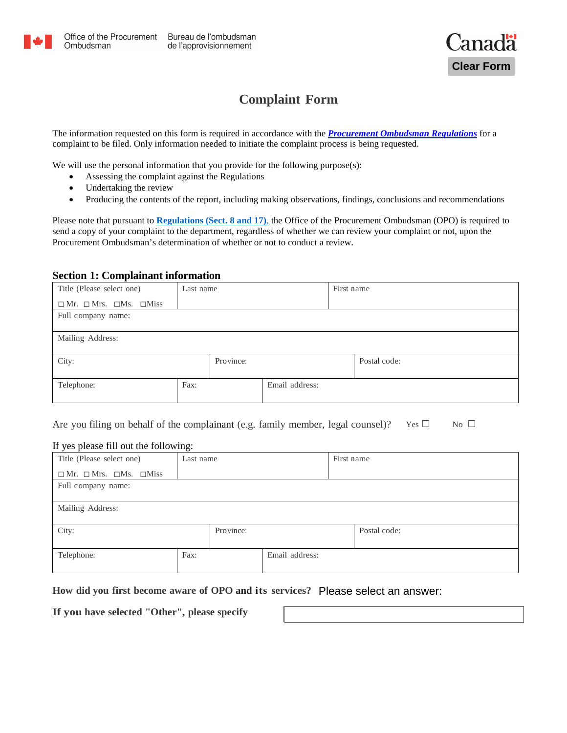Office of the Procurement Ombudsman | Bureau de l'ombudsman de l'approvisionnement

Canada

Clear Form

# Complaint Form

The information requested on this form is required in accordance with the ***[Procurement Ombudsman Regulations](#)*** for a complaint to be filed. Only information needed to initiate the complaint process is being requested.

We will use the personal information that you provide for the following purpose(s):

- Assessing the complaint against the Regulations
- Undertaking the review
- Producing the contents of the report, including making observations, findings, conclusions and recommendations

Please note that pursuant to **[Regulations (Sect. 8 and 17).](#)** the Office of the Procurement Ombudsman (OPO) is required to send a copy of your complaint to the department, regardless of whether we can review your complaint or not, upon the Procurement Ombudsman's determination of whether or not to conduct a review.

## Section 1: Complainant information

| Title (Please select one) ☐ Mr. ☐ Mrs. ☐Ms. ☐Miss | Last name | First name |
|---|---|---|
| Full company name: | | |
| Mailing Address: | | |
| City: | Province: | Postal code: |
| Telephone: | Fax: | Email address: |

Are you filing on behalf of the complainant (e.g. family member, legal counsel)? Yes ☐ No ☐

If yes please fill out the following:

| Title (Please select one) ☐ Mr. ☐ Mrs. ☐Ms. ☐Miss | Last name | First name |
|---|---|---|
| Full company name: | | |
| Mailing Address: | | |
| City: | Province: | Postal code: |
| Telephone: | Fax: | Email address: |

**How did you first become aware of OPO and its services?** Please select an answer:

**If you have selected "Other", please specify**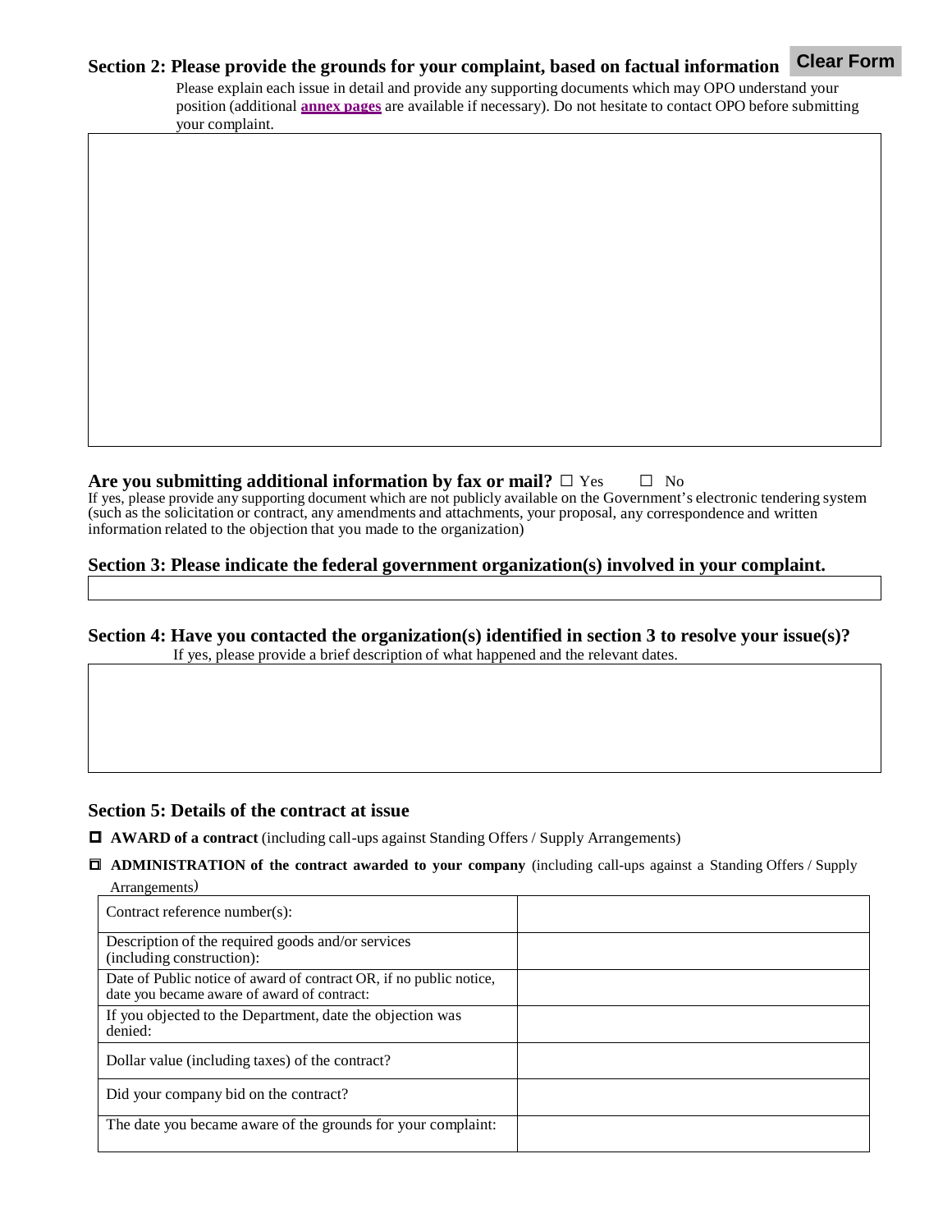## Section 2: Please provide the grounds for your complaint, based on factual information

Clear Form

Please explain each issue in detail and provide any supporting documents which may OPO understand your position (additional **annex pages** are available if necessary). Do not hesitate to contact OPO before submitting your complaint.

**Are you submitting additional information by fax or mail?** ☐ Yes ☐ No

If yes, please provide any supporting document which are not publicly available on the Government's electronic tendering system (such as the solicitation or contract, any amendments and attachments, your proposal, any correspondence and written information related to the objection that you made to the organization)

## Section 3: Please indicate the federal government organization(s) involved in your complaint.

## Section 4: Have you contacted the organization(s) identified in section 3 to resolve your issue(s)?

If yes, please provide a brief description of what happened and the relevant dates.

## Section 5: Details of the contract at issue

☐ **AWARD of a contract** (including call-ups against Standing Offers / Supply Arrangements)

☐ **ADMINISTRATION of the contract awarded to your company** (including call-ups against a Standing Offers / Supply Arrangements)

| | |
|---|---|
| Contract reference number(s): | |
| Description of the required goods and/or services (including construction): | |
| Date of Public notice of award of contract OR, if no public notice, date you became aware of award of contract: | |
| If you objected to the Department, date the objection was denied: | |
| Dollar value (including taxes) of the contract? | |
| Did your company bid on the contract? | |
| The date you became aware of the grounds for your complaint: | |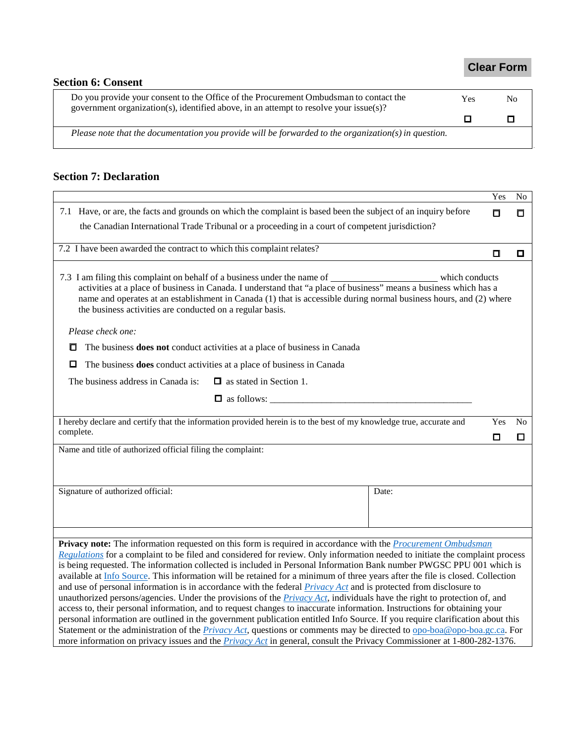Clear Form

## Section 6: Consent

| | Yes | No |
|---|---|---|
| Do you provide your consent to the Office of the Procurement Ombudsman to contact the government organization(s), identified above, in an attempt to resolve your issue(s)? | ☐ | ☐ |
| *Please note that the documentation you provide will be forwarded to the organization(s) in question.* | | |

## Section 7: Declaration

| | Yes | No |
|---|---|---|
| 7.1 Have, or are, the facts and grounds on which the complaint is based been the subject of an inquiry before the Canadian International Trade Tribunal or a proceeding in a court of competent jurisdiction? | ☐ | ☐ |
| 7.2 I have been awarded the contract to which this complaint relates? | ☐ | ☐ |

7.3 I am filing this complaint on behalf of a business under the name of ______________________ which conducts activities at a place of business in Canada. I understand that "a place of business" means a business which has a name and operates at an establishment in Canada (1) that is accessible during normal business hours, and (2) where the business activities are conducted on a regular basis.

*Please check one:*

☐ The business **does not** conduct activities at a place of business in Canada

☐ The business **does** conduct activities at a place of business in Canada

The business address in Canada is: ☐ as stated in Section 1.

☐ as follows: ______________________________________________

| | Yes | No |
|---|---|---|
| I hereby declare and certify that the information provided herein is to the best of my knowledge true, accurate and complete. | ☐ | ☐ |

Name and title of authorized official filing the complaint:

| | |
|---|---|
| Signature of authorized official: | Date: |

**Privacy note:** The information requested on this form is required in accordance with the *Procurement Ombudsman Regulations* for a complaint to be filed and considered for review. Only information needed to initiate the complaint process is being requested. The information collected is included in Personal Information Bank number PWGSC PPU 001 which is available at Info Source. This information will be retained for a minimum of three years after the file is closed. Collection and use of personal information is in accordance with the federal *Privacy Act* and is protected from disclosure to unauthorized persons/agencies. Under the provisions of the *Privacy Act*, individuals have the right to protection of, and access to, their personal information, and to request changes to inaccurate information. Instructions for obtaining your personal information are outlined in the government publication entitled Info Source. If you require clarification about this Statement or the administration of the *Privacy Act*, questions or comments may be directed to opo-boa@opo-boa.gc.ca. For more information on privacy issues and the *Privacy Act* in general, consult the Privacy Commissioner at 1-800-282-1376.